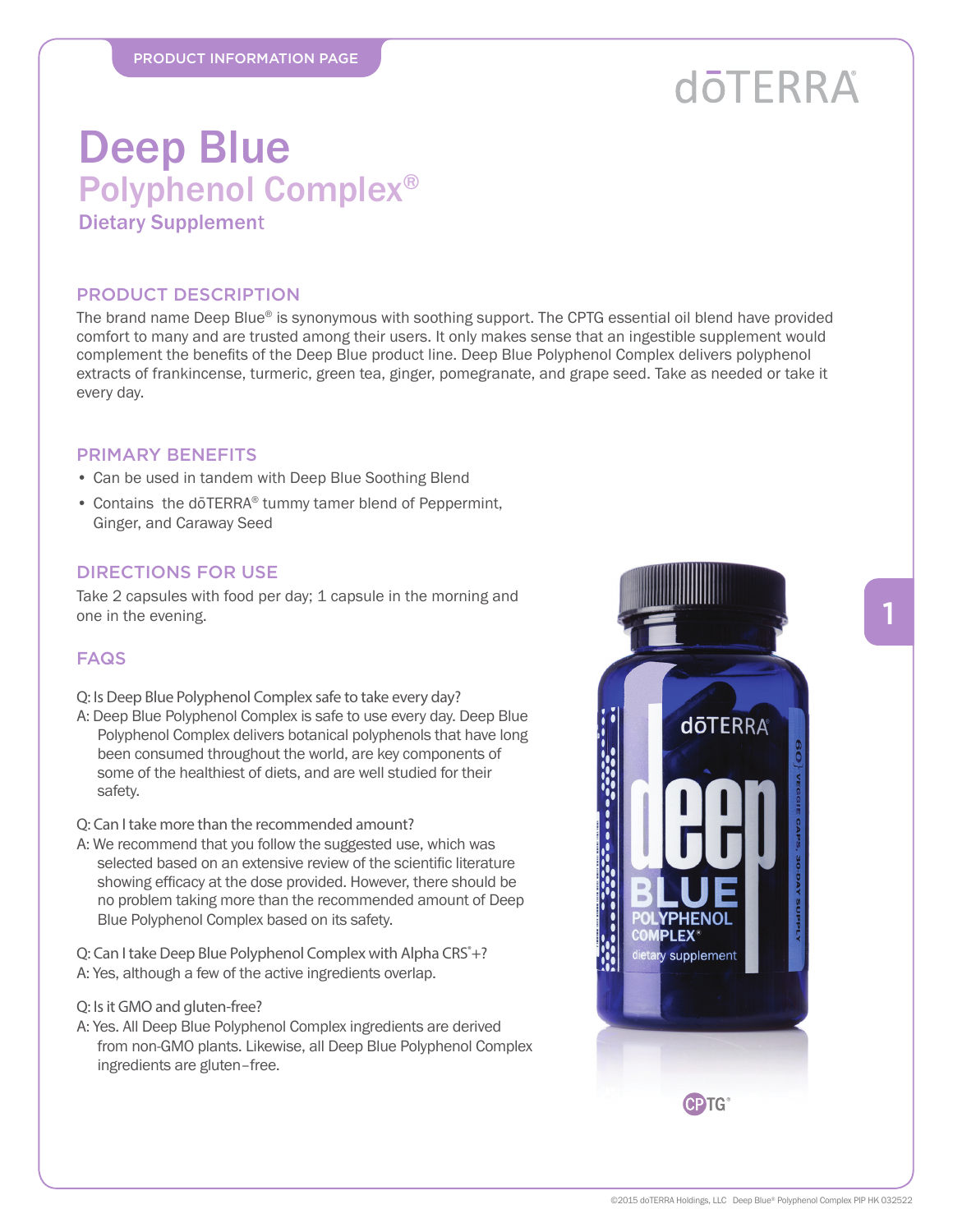PRODUCT INFORMATION PAGE

dōTERRA®

# Deep Blue

## Polyphenol Complex®

### Dietary Supplement

## PRODUCT DESCRIPTION

The brand name Deep Blue® is synonymous with soothing support. The CPTG essential oil blend have provided comfort to many and are trusted among their users. It only makes sense that an ingestible supplement would complement the benefits of the Deep Blue product line. Deep Blue Polyphenol Complex delivers polyphenol extracts of frankincense, turmeric, green tea, ginger, pomegranate, and grape seed. Take as needed or take it every day.

## PRIMARY BENEFITS

- Can be used in tandem with Deep Blue Soothing Blend
- Contains the dōTERRA® tummy tamer blend of Peppermint, Ginger, and Caraway Seed

## DIRECTIONS FOR USE

Take 2 capsules with food per day; 1 capsule in the morning and one in the evening.

## FAQS

Q: Is Deep Blue Polyphenol Complex safe to take every day?
A: Deep Blue Polyphenol Complex is safe to use every day. Deep Blue Polyphenol Complex delivers botanical polyphenols that have long been consumed throughout the world, are key components of some of the healthiest of diets, and are well studied for their safety.

Q: Can I take more than the recommended amount?
A: We recommend that you follow the suggested use, which was selected based on an extensive review of the scientific literature showing efficacy at the dose provided. However, there should be no problem taking more than the recommended amount of Deep Blue Polyphenol Complex based on its safety.

Q: Can I take Deep Blue Polyphenol Complex with Alpha CRS®+?
A: Yes, although a few of the active ingredients overlap.

Q: Is it GMO and gluten-free?
A: Yes. All Deep Blue Polyphenol Complex ingredients are derived from non-GMO plants. Likewise, all Deep Blue Polyphenol Complex ingredients are gluten–free.

©2015 dōTERRA Holdings, LLC Deep Blue® Polyphenol Complex PIP HK 032522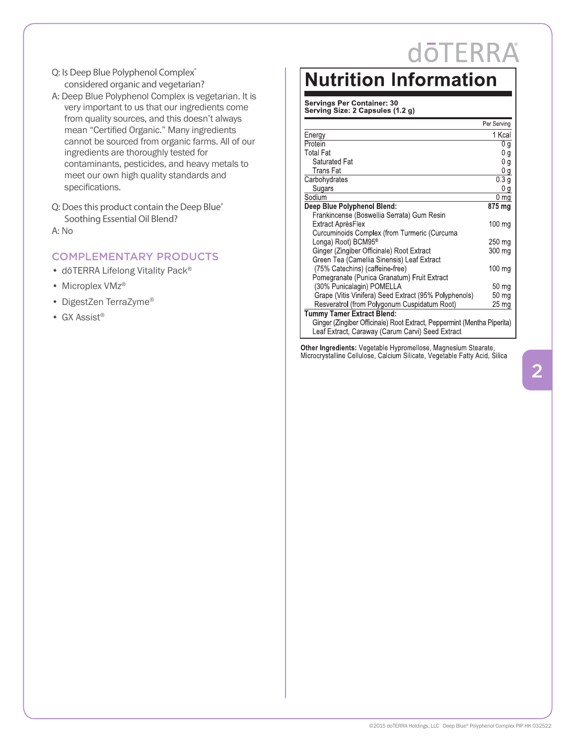Q: Is Deep Blue Polyphenol Complex® considered organic and vegetarian?

A: Deep Blue Polyphenol Complex is vegetarian. It is very important to us that our ingredients come from quality sources, and this doesn't always mean "Certified Organic." Many ingredients cannot be sourced from organic farms. All of our ingredients are thoroughly tested for contaminants, pesticides, and heavy metals to meet our own high quality standards and specifications.

Q: Does this product contain the Deep Blue® Soothing Essential Oil Blend?

A: No

## COMPLEMENTARY PRODUCTS

- dōTERRA Lifelong Vitality Pack®
- Microplex VMz®
- DigestZen TerraZyme®
- GX Assist®

# Nutrition Information

**Servings Per Container: 30**
**Serving Size: 2 Capsules (1.2 g)**

| | Per Serving |
|---|---|
| Energy | 1 Kcal |
| Protein | 0 g |
| Total Fat | 0 g |
| Saturated Fat | 0 g |
| Trans Fat | 0 g |
| Carbohydrates | 0.3 g |
| Sugars | 0 g |
| Sodium | 0 mg |
| **Deep Blue Polyphenol Blend:** | **875 mg** |
| Frankincense (Boswellia Serrata) Gum Resin Extract AprèsFlex | 100 mg |
| Curcuminoids Complex (from Turmeric (Curcuma Longa) Root) BCM95® | 250 mg |
| Ginger (Zingiber Officinale) Root Extract | 300 mg |
| Green Tea (Camellia Sinensis) Leaf Extract (75% Catechins) (caffeine-free) | 100 mg |
| Pomegranate (Punica Granatum) Fruit Extract (30% Punicalagin) POMELLA | 50 mg |
| Grape (Vitis Vinifera) Seed Extract (95% Polyphenols) | 50 mg |
| Resveratrol (from Polygonum Cuspidatum Root) | 25 mg |
| **Tummy Tamer Extract Blend:** | |
| Ginger (Zingiber Officinale) Root Extract, Peppermint (Mentha Piperita) Leaf Extract, Caraway (Carum Carvi) Seed Extract | |

**Other Ingredients:** Vegetable Hypromellose, Magnesium Stearate, Microcrystalline Cellulose, Calcium Silicate, Vegetable Fatty Acid, Silica